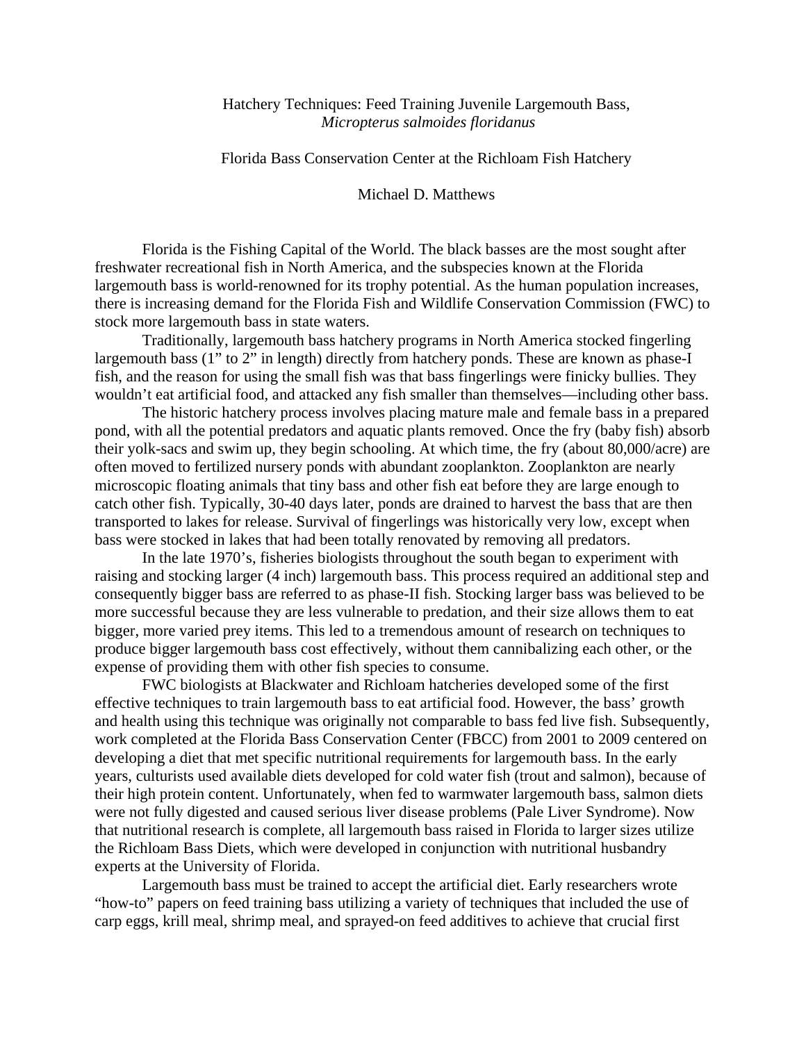# Hatchery Techniques: Feed Training Juvenile Largemouth Bass, *Micropterus salmoides floridanus*

Florida Bass Conservation Center at the Richloam Fish Hatchery

Michael D. Matthews

Florida is the Fishing Capital of the World. The black basses are the most sought after freshwater recreational fish in North America, and the subspecies known at the Florida largemouth bass is world-renowned for its trophy potential. As the human population increases, there is increasing demand for the Florida Fish and Wildlife Conservation Commission (FWC) to stock more largemouth bass in state waters.

Traditionally, largemouth bass hatchery programs in North America stocked fingerling largemouth bass (1" to 2" in length) directly from hatchery ponds. These are known as phase-I fish, and the reason for using the small fish was that bass fingerlings were finicky bullies. They wouldn't eat artificial food, and attacked any fish smaller than themselves—including other bass.

The historic hatchery process involves placing mature male and female bass in a prepared pond, with all the potential predators and aquatic plants removed. Once the fry (baby fish) absorb their yolk-sacs and swim up, they begin schooling. At which time, the fry (about 80,000/acre) are often moved to fertilized nursery ponds with abundant zooplankton. Zooplankton are nearly microscopic floating animals that tiny bass and other fish eat before they are large enough to catch other fish. Typically, 30-40 days later, ponds are drained to harvest the bass that are then transported to lakes for release. Survival of fingerlings was historically very low, except when bass were stocked in lakes that had been totally renovated by removing all predators.

In the late 1970's, fisheries biologists throughout the south began to experiment with raising and stocking larger (4 inch) largemouth bass. This process required an additional step and consequently bigger bass are referred to as phase-II fish. Stocking larger bass was believed to be more successful because they are less vulnerable to predation, and their size allows them to eat bigger, more varied prey items. This led to a tremendous amount of research on techniques to produce bigger largemouth bass cost effectively, without them cannibalizing each other, or the expense of providing them with other fish species to consume.

FWC biologists at Blackwater and Richloam hatcheries developed some of the first effective techniques to train largemouth bass to eat artificial food. However, the bass' growth and health using this technique was originally not comparable to bass fed live fish. Subsequently, work completed at the Florida Bass Conservation Center (FBCC) from 2001 to 2009 centered on developing a diet that met specific nutritional requirements for largemouth bass. In the early years, culturists used available diets developed for cold water fish (trout and salmon), because of their high protein content. Unfortunately, when fed to warmwater largemouth bass, salmon diets were not fully digested and caused serious liver disease problems (Pale Liver Syndrome). Now that nutritional research is complete, all largemouth bass raised in Florida to larger sizes utilize the Richloam Bass Diets, which were developed in conjunction with nutritional husbandry experts at the University of Florida.

Largemouth bass must be trained to accept the artificial diet. Early researchers wrote "how-to" papers on feed training bass utilizing a variety of techniques that included the use of carp eggs, krill meal, shrimp meal, and sprayed-on feed additives to achieve that crucial first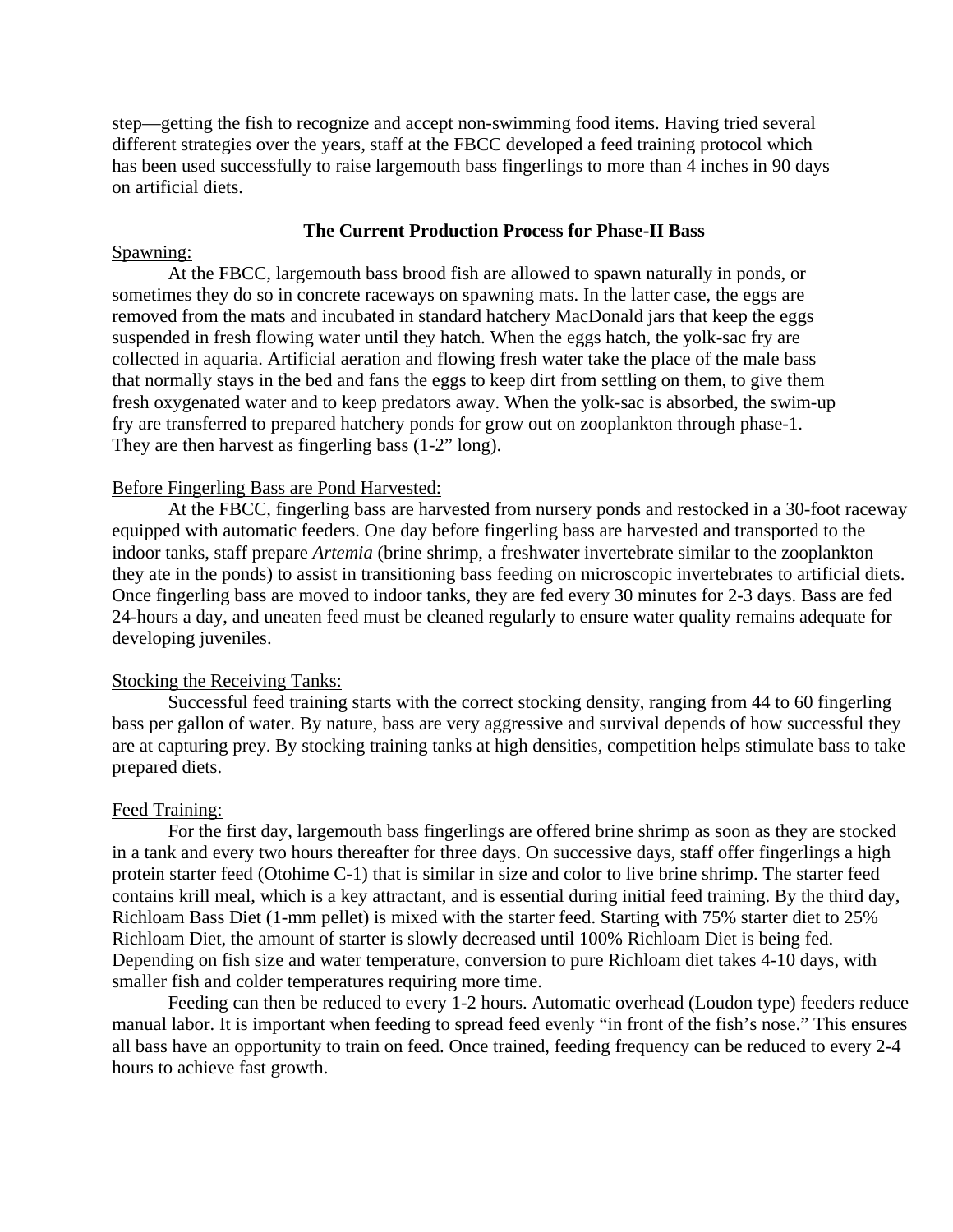step—getting the fish to recognize and accept non-swimming food items. Having tried several different strategies over the years, staff at the FBCC developed a feed training protocol which has been used successfully to raise largemouth bass fingerlings to more than 4 inches in 90 days on artificial diets.

## The Current Production Process for Phase-II Bass

<u>Spawning:</u>

At the FBCC, largemouth bass brood fish are allowed to spawn naturally in ponds, or sometimes they do so in concrete raceways on spawning mats. In the latter case, the eggs are removed from the mats and incubated in standard hatchery MacDonald jars that keep the eggs suspended in fresh flowing water until they hatch. When the eggs hatch, the yolk-sac fry are collected in aquaria. Artificial aeration and flowing fresh water take the place of the male bass that normally stays in the bed and fans the eggs to keep dirt from settling on them, to give them fresh oxygenated water and to keep predators away. When the yolk-sac is absorbed, the swim-up fry are transferred to prepared hatchery ponds for grow out on zooplankton through phase-1. They are then harvest as fingerling bass (1-2" long).

<u>Before Fingerling Bass are Pond Harvested:</u>

At the FBCC, fingerling bass are harvested from nursery ponds and restocked in a 30-foot raceway equipped with automatic feeders. One day before fingerling bass are harvested and transported to the indoor tanks, staff prepare *Artemia* (brine shrimp, a freshwater invertebrate similar to the zooplankton they ate in the ponds) to assist in transitioning bass feeding on microscopic invertebrates to artificial diets. Once fingerling bass are moved to indoor tanks, they are fed every 30 minutes for 2-3 days. Bass are fed 24-hours a day, and uneaten feed must be cleaned regularly to ensure water quality remains adequate for developing juveniles.

<u>Stocking the Receiving Tanks:</u>

Successful feed training starts with the correct stocking density, ranging from 44 to 60 fingerling bass per gallon of water. By nature, bass are very aggressive and survival depends of how successful they are at capturing prey. By stocking training tanks at high densities, competition helps stimulate bass to take prepared diets.

<u>Feed Training:</u>

For the first day, largemouth bass fingerlings are offered brine shrimp as soon as they are stocked in a tank and every two hours thereafter for three days. On successive days, staff offer fingerlings a high protein starter feed (Otohime C-1) that is similar in size and color to live brine shrimp. The starter feed contains krill meal, which is a key attractant, and is essential during initial feed training. By the third day, Richloam Bass Diet (1-mm pellet) is mixed with the starter feed. Starting with 75% starter diet to 25% Richloam Diet, the amount of starter is slowly decreased until 100% Richloam Diet is being fed. Depending on fish size and water temperature, conversion to pure Richloam diet takes 4-10 days, with smaller fish and colder temperatures requiring more time.

Feeding can then be reduced to every 1-2 hours. Automatic overhead (Loudon type) feeders reduce manual labor. It is important when feeding to spread feed evenly "in front of the fish's nose." This ensures all bass have an opportunity to train on feed. Once trained, feeding frequency can be reduced to every 2-4 hours to achieve fast growth.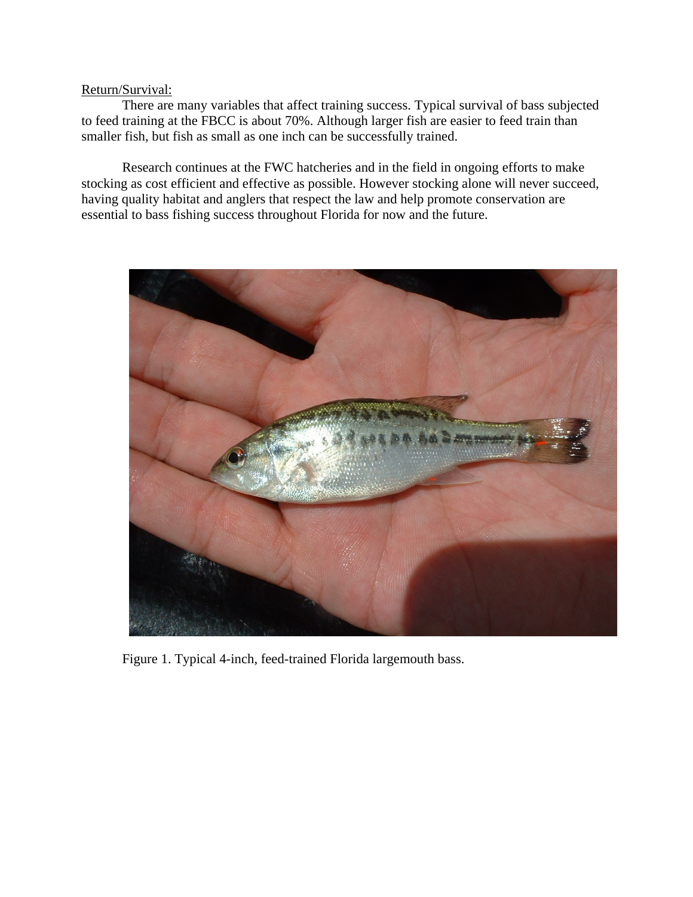Return/Survival:

There are many variables that affect training success. Typical survival of bass subjected to feed training at the FBCC is about 70%. Although larger fish are easier to feed train than smaller fish, but fish as small as one inch can be successfully trained.

Research continues at the FWC hatcheries and in the field in ongoing efforts to make stocking as cost efficient and effective as possible. However stocking alone will never succeed, having quality habitat and anglers that respect the law and help promote conservation are essential to bass fishing success throughout Florida for now and the future.

Figure 1. Typical 4-inch, feed-trained Florida largemouth bass.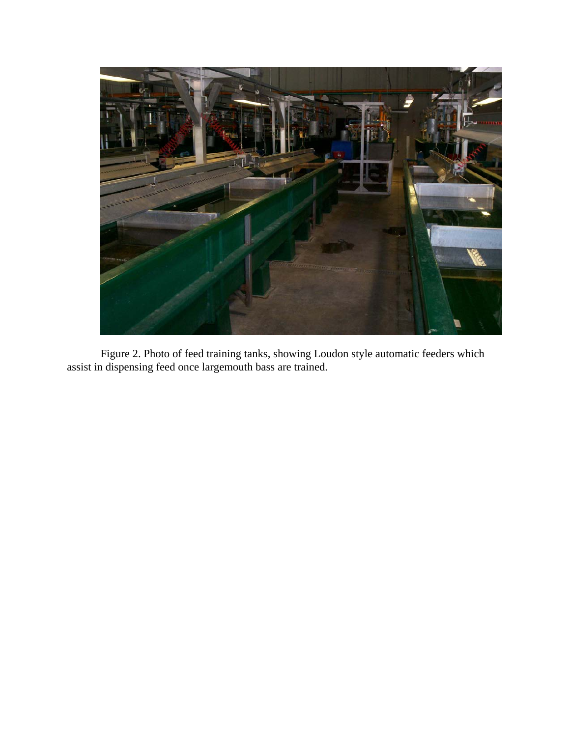Figure 2. Photo of feed training tanks, showing Loudon style automatic feeders which assist in dispensing feed once largemouth bass are trained.